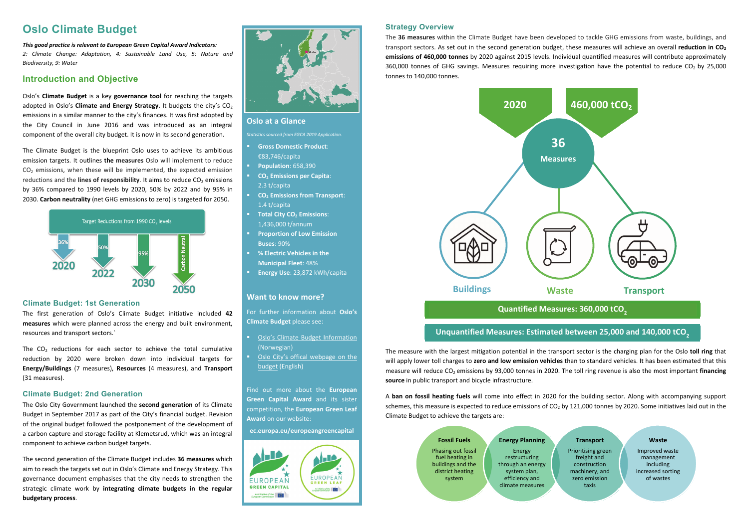# Oslo Climate Budget

***This good practice is relevant to European Green Capital Award Indicators:***

*2: Climate Change: Adaptation, 4: Sustainable Land Use, 5: Nature and Biodiversity, 9: Water*

## Introduction and Objective

Oslo's **Climate Budget** is a key **governance tool** for reaching the targets adopted in Oslo's **Climate and Energy Strategy**. It budgets the city's $CO_2$ emissions in a similar manner to the city's finances. It was first adopted by the City Council in June 2016 and was introduced as an integral component of the overall city budget. It is now in its second generation.

The Climate Budget is the blueprint Oslo uses to achieve its ambitious emission targets. It outlines **the measures** Oslo will implement to reduce $CO_2$ emissions, when these will be implemented, the expected emission reductions and the **lines of responsibility**. It aims to reduce $CO_2$ emissions by 36% compared to 1990 levels by 2020, 50% by 2022 and by 95% in 2030. **Carbon neutrality** (net GHG emissions to zero) is targeted for 2050.

Target Reductions from 1990 $CO_2$ levels

- 2020: 36%
- 2022: 50%
- 2030: 95%
- 2050: Carbon Neutral

### Climate Budget: 1st Generation

The first generation of Oslo's Climate Budget initiative included **42 measures** which were planned across the energy and built environment, resources and transport sectors.`

The $CO_2$ reductions for each sector to achieve the total cumulative reduction by 2020 were broken down into individual targets for **Energy/Buildings** (7 measures), **Resources** (4 measures), and **Transport** (31 measures).

### Climate Budget: 2nd Generation

The Oslo City Government launched the **second generation** of its Climate Budget in September 2017 as part of the City's financial budget. Revision of the original budget followed the postponement of the development of a carbon capture and storage facility at Klemetsrud, which was an integral component to achieve carbon budget targets.

The second generation of the Climate Budget includes **36 measures** which aim to reach the targets set out in Oslo's Climate and Energy Strategy. This governance document emphasises that the city needs to strengthen the strategic climate work by **integrating climate budgets in the regular budgetary process**.

## Oslo at a Glance

*Statistics sourced from EGCA 2019 Application.*

- **Gross Domestic Product**: €83,746/capita
- **Population**: 658,390
- **$CO_2$ Emissions per Capita**: 2.3 t/capita
- **$CO_2$ Emissions from Transport**: 1.4 t/capita
- **Total City $CO_2$ Emissions**: 1,436,000 t/annum
- **Proportion of Low Emission Buses**: 90%
- **% Electric Vehicles in the Municipal Fleet**: 48%
- **Energy Use**: 23,872 kWh/capita

## Want to know more?

For further information about **Oslo's Climate Budget** please see:

- Oslo's Climate Budget Information (Norwegian)
- Oslo City's offical webpage on the budget (English)

Find out more about the **European Green Capital Award** and its sister competition, the **European Green Leaf Award** on our website:

**ec.europa.eu/europeangreencapital**

## Strategy Overview

The **36 measures** within the Climate Budget have been developed to tackle GHG emissions from waste, buildings, and transport sectors. As set out in the second generation budget, these measures will achieve an overall **reduction in $CO_2$ emissions of 460,000 tonnes** by 2020 against 2015 levels. Individual quantified measures will contribute approximately 360,000 tonnes of GHG savings. Measures requiring more investigation have the potential to reduce $CO_2$ by 25,000 tonnes to 140,000 tonnes.

**2020** | **460,000 $tCO_2$**

**36 Measures**: Buildings, Waste, Transport

**Quantified Measures: 360,000 $tCO_2$**

**Unquantified Measures: Estimated between 25,000 and 140,000 $tCO_2$**

The measure with the largest mitigation potential in the transport sector is the charging plan for the Oslo **toll ring** that will apply lower toll charges to **zero and low emission vehicles** than to standard vehicles. It has been estimated that this measure will reduce $CO_2$ emissions by 93,000 tonnes in 2020. The toll ring revenue is also the most important **financing source** in public transport and bicycle infrastructure.

A **ban on fossil heating fuels** will come into effect in 2020 for the building sector. Along with accompanying support schemes, this measure is expected to reduce emissions of $CO_2$ by 121,000 tonnes by 2020. Some initiatives laid out in the Climate Budget to achieve the targets are:

- **Fossil Fuels**: Phasing out fossil fuel heating in buildings and the district heating system
- **Energy Planning**: Energy restructuring through an energy system plan, efficiency and climate measures
- **Transport**: Prioritising green freight and construction machinery, and zero emission taxis
- **Waste**: Improved waste management including increased sorting of wastes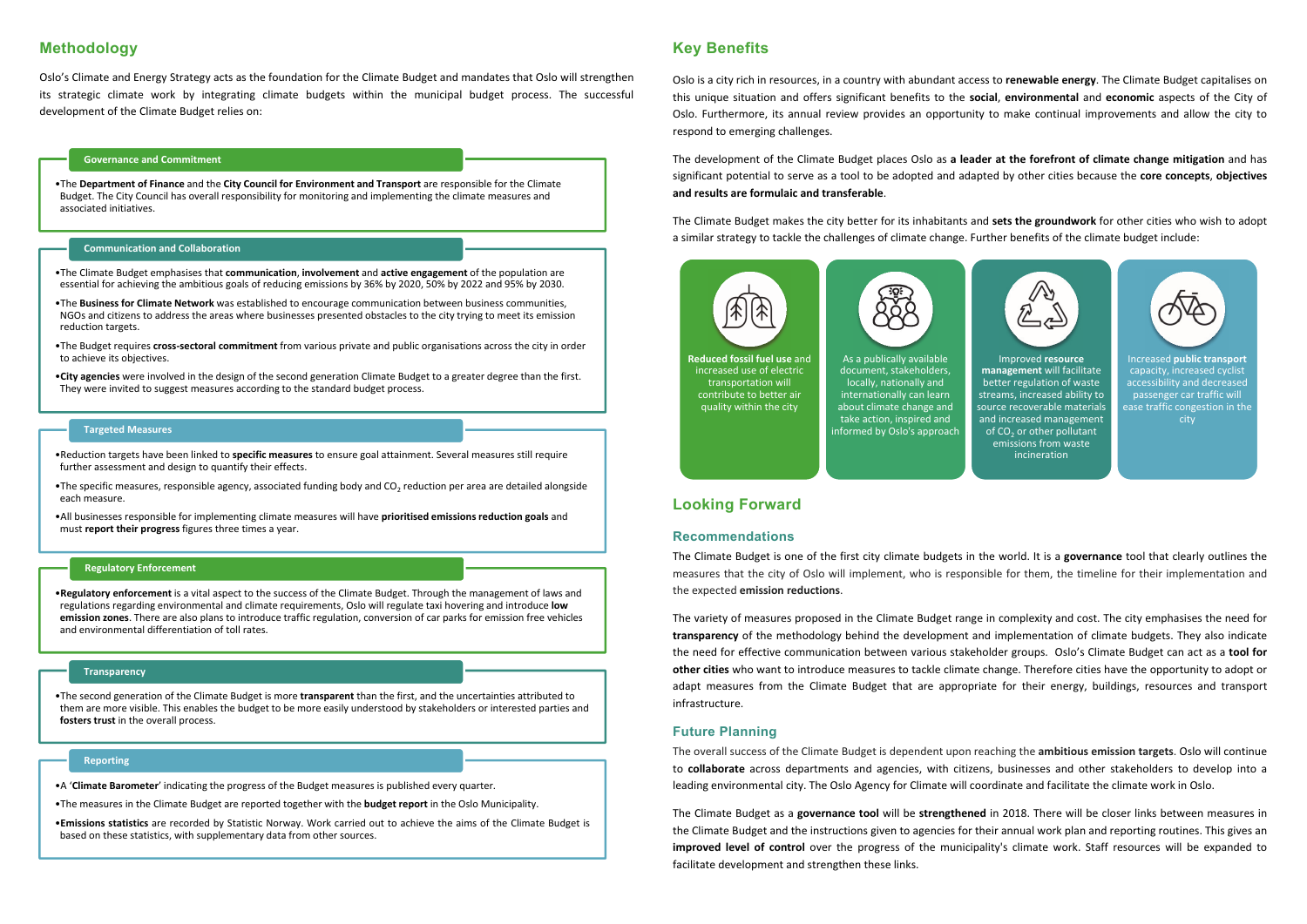## Methodology

Oslo's Climate and Energy Strategy acts as the foundation for the Climate Budget and mandates that Oslo will strengthen its strategic climate work by integrating climate budgets within the municipal budget process. The successful development of the Climate Budget relies on:

### Governance and Commitment

- The **Department of Finance** and the **City Council for Environment and Transport** are responsible for the Climate Budget. The City Council has overall responsibility for monitoring and implementing the climate measures and associated initiatives.

### Communication and Collaboration

- The Climate Budget emphasises that **communication**, **involvement** and **active engagement** of the population are essential for achieving the ambitious goals of reducing emissions by 36% by 2020, 50% by 2022 and 95% by 2030.
- The **Business for Climate Network** was established to encourage communication between business communities, NGOs and citizens to address the areas where businesses presented obstacles to the city trying to meet its emission reduction targets.
- The Budget requires **cross-sectoral commitment** from various private and public organisations across the city in order to achieve its objectives.
- **City agencies** were involved in the design of the second generation Climate Budget to a greater degree than the first. They were invited to suggest measures according to the standard budget process.

### Targeted Measures

- Reduction targets have been linked to **specific measures** to ensure goal attainment. Several measures still require further assessment and design to quantify their effects.
- The specific measures, responsible agency, associated funding body and $CO_2$ reduction per area are detailed alongside each measure.
- All businesses responsible for implementing climate measures will have **prioritised emissions reduction goals** and must **report their progress** figures three times a year.

### Regulatory Enforcement

- **Regulatory enforcement** is a vital aspect to the success of the Climate Budget. Through the management of laws and regulations regarding environmental and climate requirements, Oslo will regulate taxi hovering and introduce **low emission zones**. There are also plans to introduce traffic regulation, conversion of car parks for emission free vehicles and environmental differentiation of toll rates.

### Transparency

- The second generation of the Climate Budget is more **transparent** than the first, and the uncertainties attributed to them are more visible. This enables the budget to be more easily understood by stakeholders or interested parties and **fosters trust** in the overall process.

### Reporting

- A '**Climate Barometer**' indicating the progress of the Budget measures is published every quarter.
- The measures in the Climate Budget are reported together with the **budget report** in the Oslo Municipality.
- **Emissions statistics** are recorded by Statistic Norway. Work carried out to achieve the aims of the Climate Budget is based on these statistics, with supplementary data from other sources.

## Key Benefits

Oslo is a city rich in resources, in a country with abundant access to **renewable energy**. The Climate Budget capitalises on this unique situation and offers significant benefits to the **social**, **environmental** and **economic** aspects of the City of Oslo. Furthermore, its annual review provides an opportunity to make continual improvements and allow the city to respond to emerging challenges.

The development of the Climate Budget places Oslo as **a leader at the forefront of climate change mitigation** and has significant potential to serve as a tool to be adopted and adapted by other cities because the **core concepts**, **objectives and results are formulaic and transferable**.

The Climate Budget makes the city better for its inhabitants and **sets the groundwork** for other cities who wish to adopt a similar strategy to tackle the challenges of climate change. Further benefits of the climate budget include:

**Reduced fossil fuel use** and increased use of electric transportation will contribute to better air quality within the city

As a publically available document, stakeholders, locally, nationally and internationally can learn about climate change and take action, inspired and informed by Oslo's approach

Improved **resource management** will facilitate better regulation of waste streams, increased ability to source recoverable materials and increased management of $CO_2$ or other pollutant emissions from waste incineration

Increased **public transport** capacity, increased cyclist accessibility and decreased passenger car traffic will ease traffic congestion in the city

## Looking Forward

### Recommendations

The Climate Budget is one of the first city climate budgets in the world. It is a **governance** tool that clearly outlines the measures that the city of Oslo will implement, who is responsible for them, the timeline for their implementation and the expected **emission reductions**.

The variety of measures proposed in the Climate Budget range in complexity and cost. The city emphasises the need for **transparency** of the methodology behind the development and implementation of climate budgets. They also indicate the need for effective communication between various stakeholder groups. Oslo's Climate Budget can act as a **tool for other cities** who want to introduce measures to tackle climate change. Therefore cities have the opportunity to adopt or adapt measures from the Climate Budget that are appropriate for their energy, buildings, resources and transport infrastructure.

### Future Planning

The overall success of the Climate Budget is dependent upon reaching the **ambitious emission targets**. Oslo will continue to **collaborate** across departments and agencies, with citizens, businesses and other stakeholders to develop into a leading environmental city. The Oslo Agency for Climate will coordinate and facilitate the climate work in Oslo.

The Climate Budget as a **governance tool** will be **strengthened** in 2018. There will be closer links between measures in the Climate Budget and the instructions given to agencies for their annual work plan and reporting routines. This gives an **improved level of control** over the progress of the municipality's climate work. Staff resources will be expanded to facilitate development and strengthen these links.